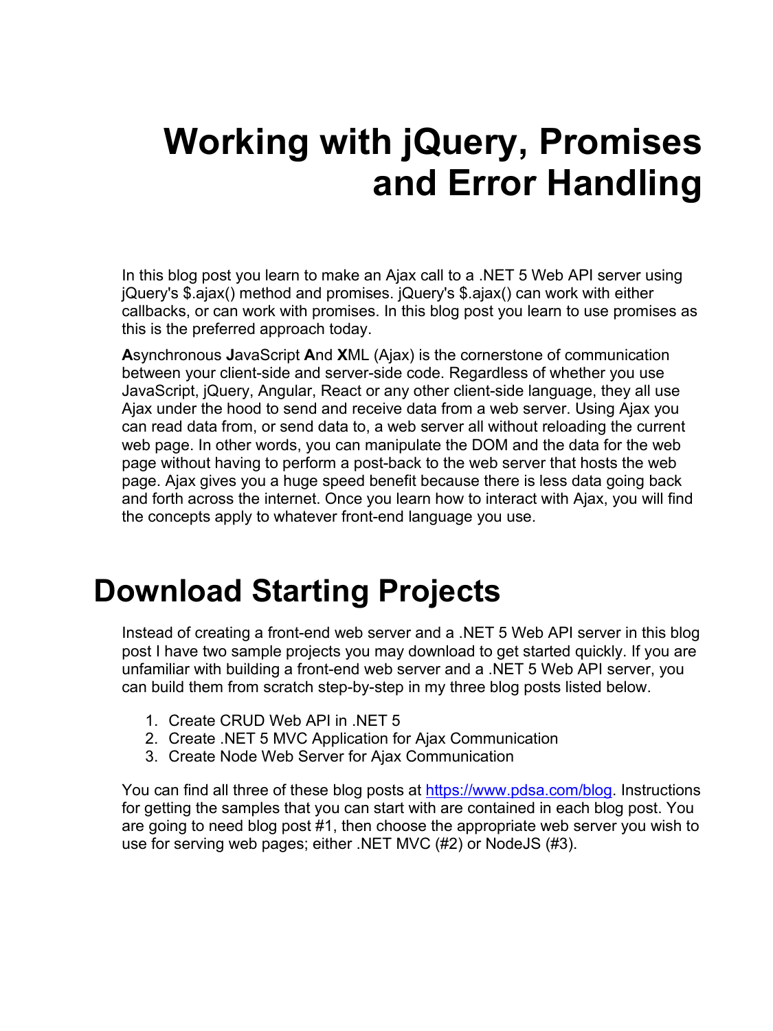# Working with jQuery, Promises and Error Handling

In this blog post you learn to make an Ajax call to a .NET 5 Web API server using jQuery's $.ajax() method and promises. jQuery's $.ajax() can work with either callbacks, or can work with promises. In this blog post you learn to use promises as this is the preferred approach today.

**A**synchronous **J**avaScript **A**nd **X**ML (Ajax) is the cornerstone of communication between your client-side and server-side code. Regardless of whether you use JavaScript, jQuery, Angular, React or any other client-side language, they all use Ajax under the hood to send and receive data from a web server. Using Ajax you can read data from, or send data to, a web server all without reloading the current web page. In other words, you can manipulate the DOM and the data for the web page without having to perform a post-back to the web server that hosts the web page. Ajax gives you a huge speed benefit because there is less data going back and forth across the internet. Once you learn how to interact with Ajax, you will find the concepts apply to whatever front-end language you use.

# Download Starting Projects

Instead of creating a front-end web server and a .NET 5 Web API server in this blog post I have two sample projects you may download to get started quickly. If you are unfamiliar with building a front-end web server and a .NET 5 Web API server, you can build them from scratch step-by-step in my three blog posts listed below.

1. Create CRUD Web API in .NET 5
2. Create .NET 5 MVC Application for Ajax Communication
3. Create Node Web Server for Ajax Communication

You can find all three of these blog posts at [https://www.pdsa.com/blog](https://www.pdsa.com/blog). Instructions for getting the samples that you can start with are contained in each blog post. You are going to need blog post #1, then choose the appropriate web server you wish to use for serving web pages; either .NET MVC (#2) or NodeJS (#3).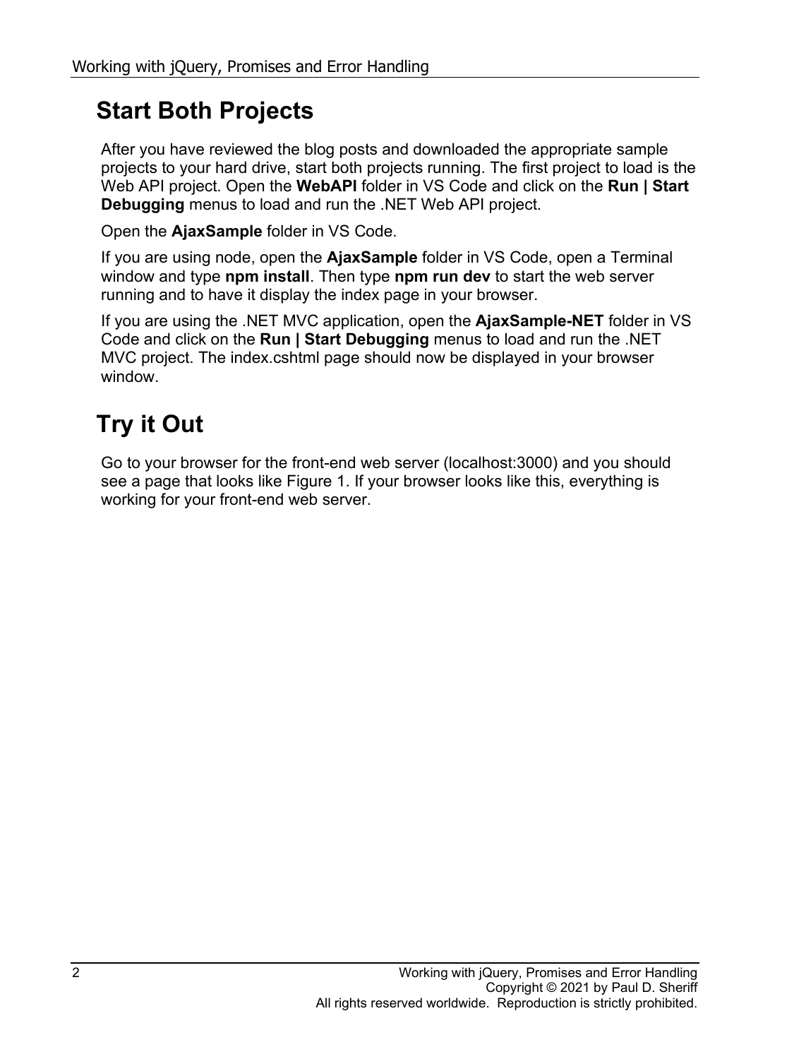## Start Both Projects

After you have reviewed the blog posts and downloaded the appropriate sample projects to your hard drive, start both projects running. The first project to load is the Web API project. Open the **WebAPI** folder in VS Code and click on the **Run | Start Debugging** menus to load and run the .NET Web API project.

Open the **AjaxSample** folder in VS Code.

If you are using node, open the **AjaxSample** folder in VS Code, open a Terminal window and type **npm install**. Then type **npm run dev** to start the web server running and to have it display the index page in your browser.

If you are using the .NET MVC application, open the **AjaxSample-NET** folder in VS Code and click on the **Run | Start Debugging** menus to load and run the .NET MVC project. The index.cshtml page should now be displayed in your browser window.

## Try it Out

Go to your browser for the front-end web server (localhost:3000) and you should see a page that looks like Figure 1. If your browser looks like this, everything is working for your front-end web server.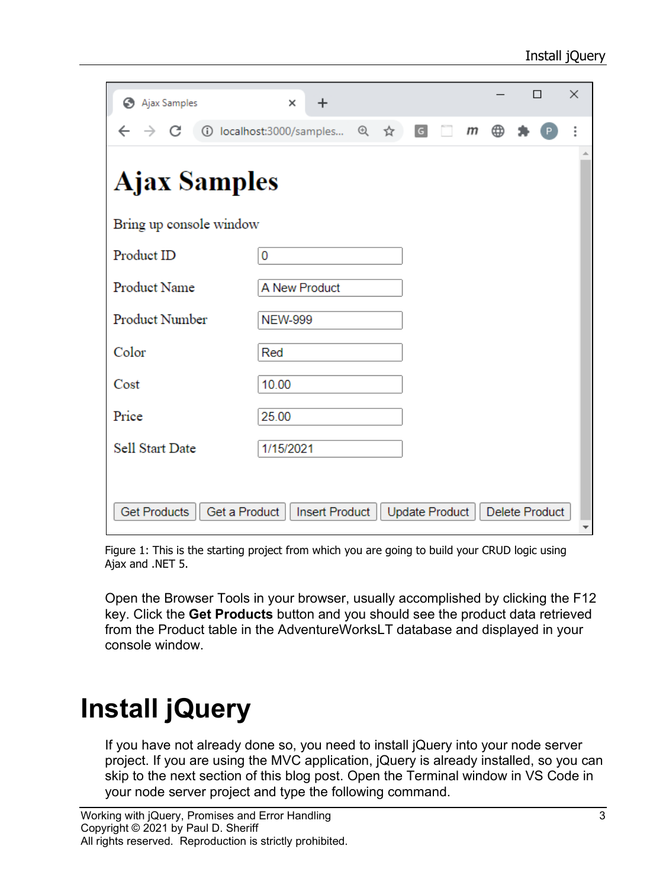Figure 1: This is the starting project from which you are going to build your CRUD logic using Ajax and .NET 5.

Open the Browser Tools in your browser, usually accomplished by clicking the F12 key. Click the **Get Products** button and you should see the product data retrieved from the Product table in the AdventureWorksLT database and displayed in your console window.

# Install jQuery

If you have not already done so, you need to install jQuery into your node server project. If you are using the MVC application, jQuery is already installed, so you can skip to the next section of this blog post. Open the Terminal window in VS Code in your node server project and type the following command.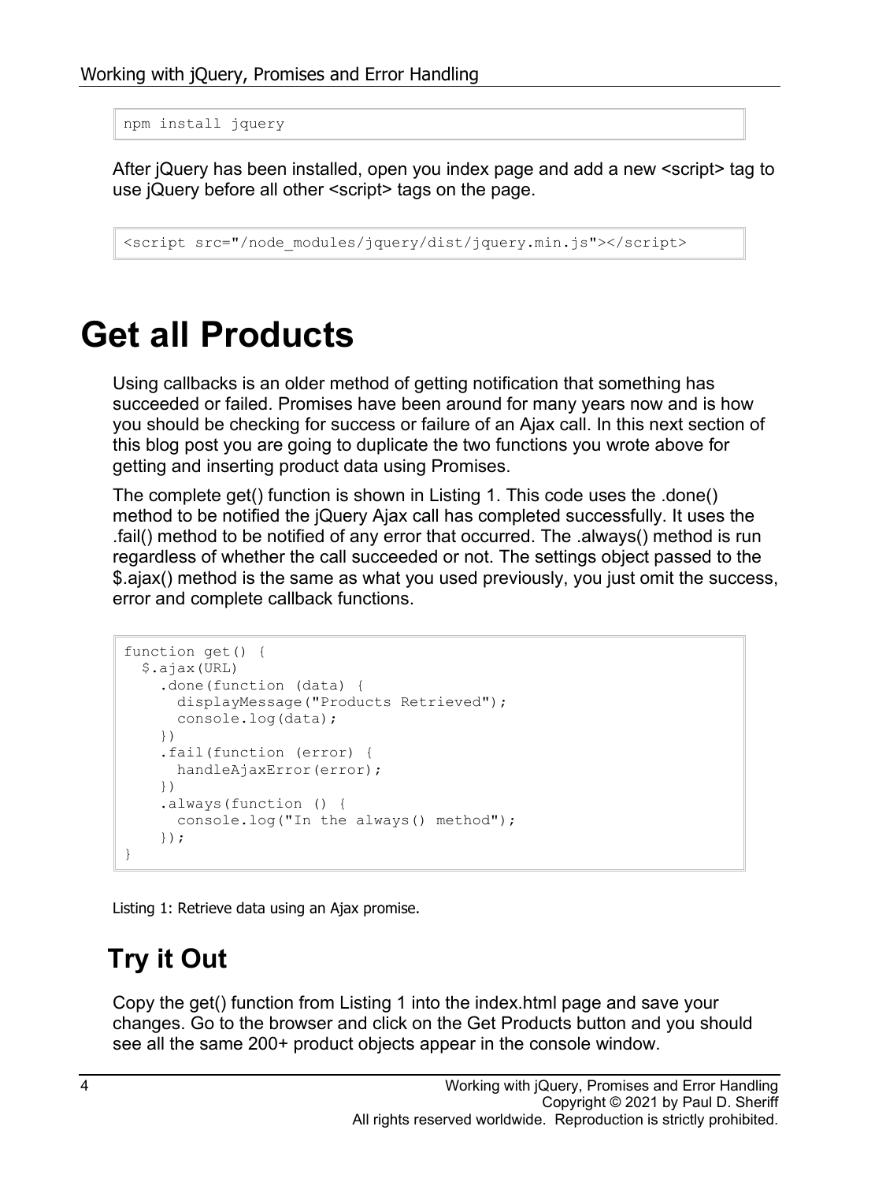```
npm install jquery
```

After jQuery has been installed, open you index page and add a new <script> tag to use jQuery before all other <script> tags on the page.

```
<script src="/node_modules/jquery/dist/jquery.min.js"></script>
```

# Get all Products

Using callbacks is an older method of getting notification that something has succeeded or failed. Promises have been around for many years now and is how you should be checking for success or failure of an Ajax call. In this next section of this blog post you are going to duplicate the two functions you wrote above for getting and inserting product data using Promises.

The complete get() function is shown in Listing 1. This code uses the .done() method to be notified the jQuery Ajax call has completed successfully. It uses the .fail() method to be notified of any error that occurred. The .always() method is run regardless of whether the call succeeded or not. The settings object passed to the $.ajax() method is the same as what you used previously, you just omit the success, error and complete callback functions.

```
function get() {
  $.ajax(URL)
    .done(function (data) {
      displayMessage("Products Retrieved");
      console.log(data);
    })
    .fail(function (error) {
      handleAjaxError(error);
    })
    .always(function () {
      console.log("In the always() method");
    });
}
```

Listing 1: Retrieve data using an Ajax promise.

## Try it Out

Copy the get() function from Listing 1 into the index.html page and save your changes. Go to the browser and click on the Get Products button and you should see all the same 200+ product objects appear in the console window.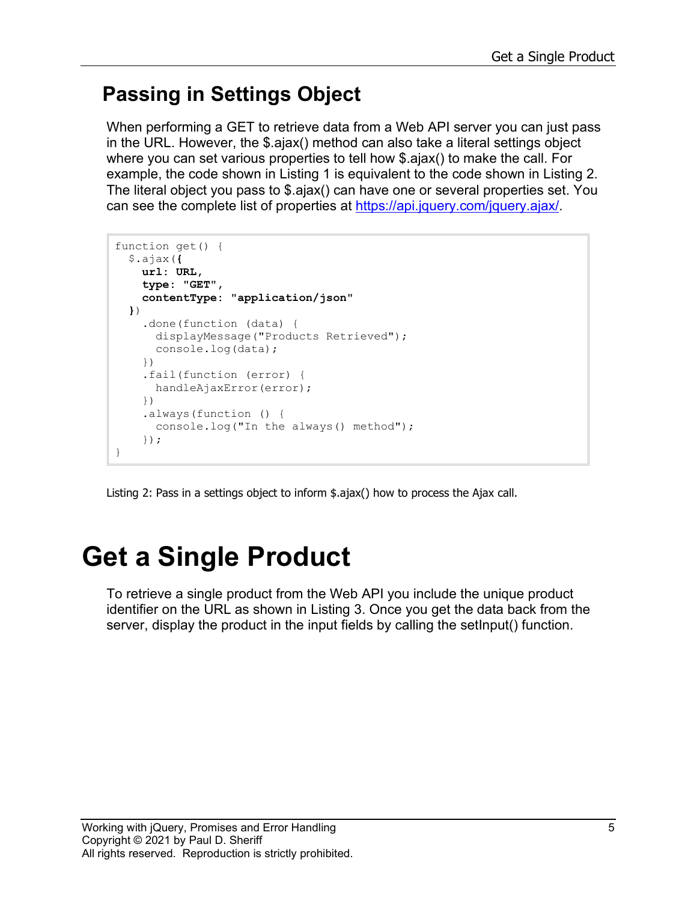## Passing in Settings Object

When performing a GET to retrieve data from a Web API server you can just pass in the URL. However, the $.ajax() method can also take a literal settings object where you can set various properties to tell how $.ajax() to make the call. For example, the code shown in Listing 1 is equivalent to the code shown in Listing 2. The literal object you pass to $.ajax() can have one or several properties set. You can see the complete list of properties at [https://api.jquery.com/jquery.ajax/](https://api.jquery.com/jquery.ajax/).

```
function get() {
  $.ajax({
    url: URL,
    type: "GET",
    contentType: "application/json"
  })
    .done(function (data) {
      displayMessage("Products Retrieved");
      console.log(data);
    })
    .fail(function (error) {
      handleAjaxError(error);
    })
    .always(function () {
      console.log("In the always() method");
    });
}
```

Listing 2: Pass in a settings object to inform $.ajax() how to process the Ajax call.

# Get a Single Product

To retrieve a single product from the Web API you include the unique product identifier on the URL as shown in Listing 3. Once you get the data back from the server, display the product in the input fields by calling the setInput() function.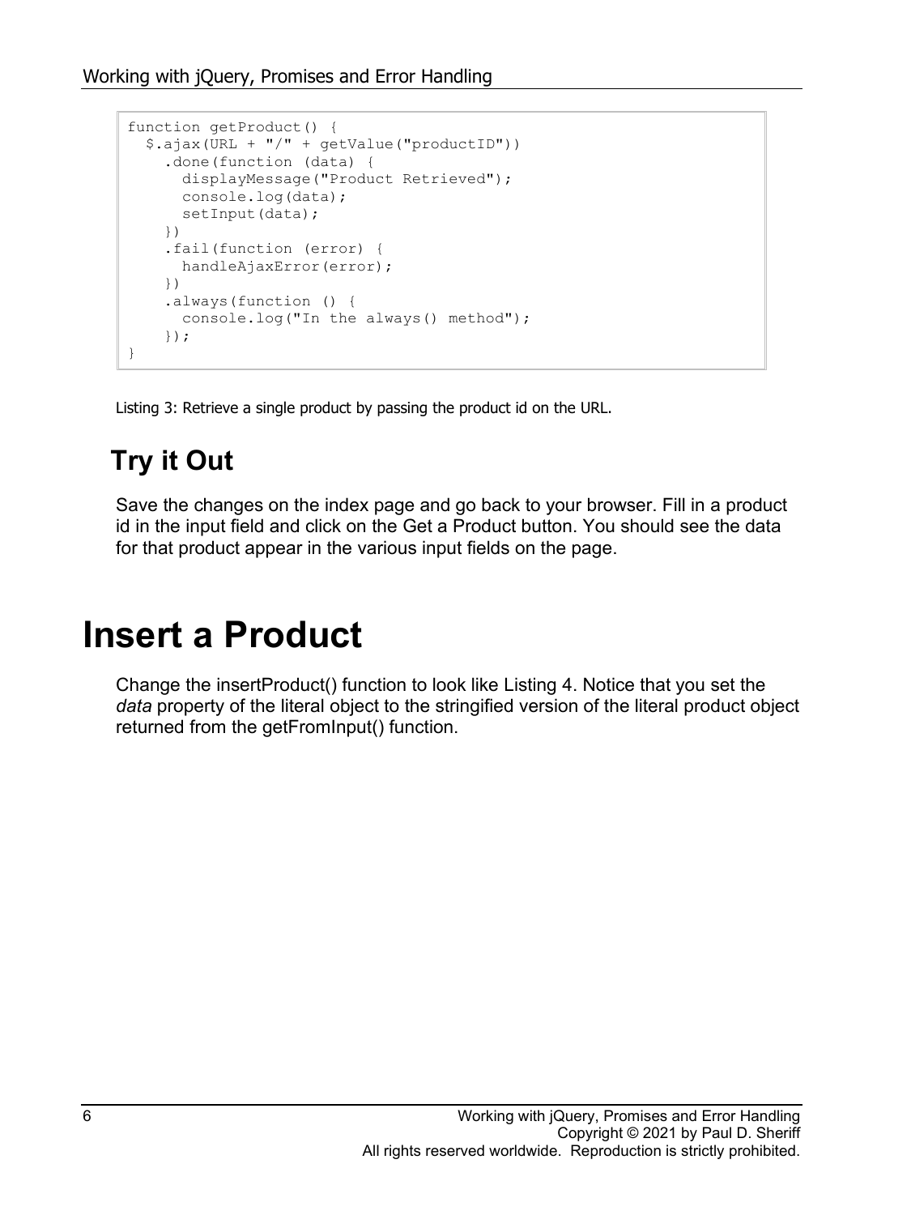```
function getProduct() {
  $.ajax(URL + "/" + getValue("productID"))
    .done(function (data) {
      displayMessage("Product Retrieved");
      console.log(data);
      setInput(data);
    })
    .fail(function (error) {
      handleAjaxError(error);
    })
    .always(function () {
      console.log("In the always() method");
    });
}
```

Listing 3: Retrieve a single product by passing the product id on the URL.

## Try it Out

Save the changes on the index page and go back to your browser. Fill in a product id in the input field and click on the Get a Product button. You should see the data for that product appear in the various input fields on the page.

# Insert a Product

Change the insertProduct() function to look like Listing 4. Notice that you set the *data* property of the literal object to the stringified version of the literal product object returned from the getFromInput() function.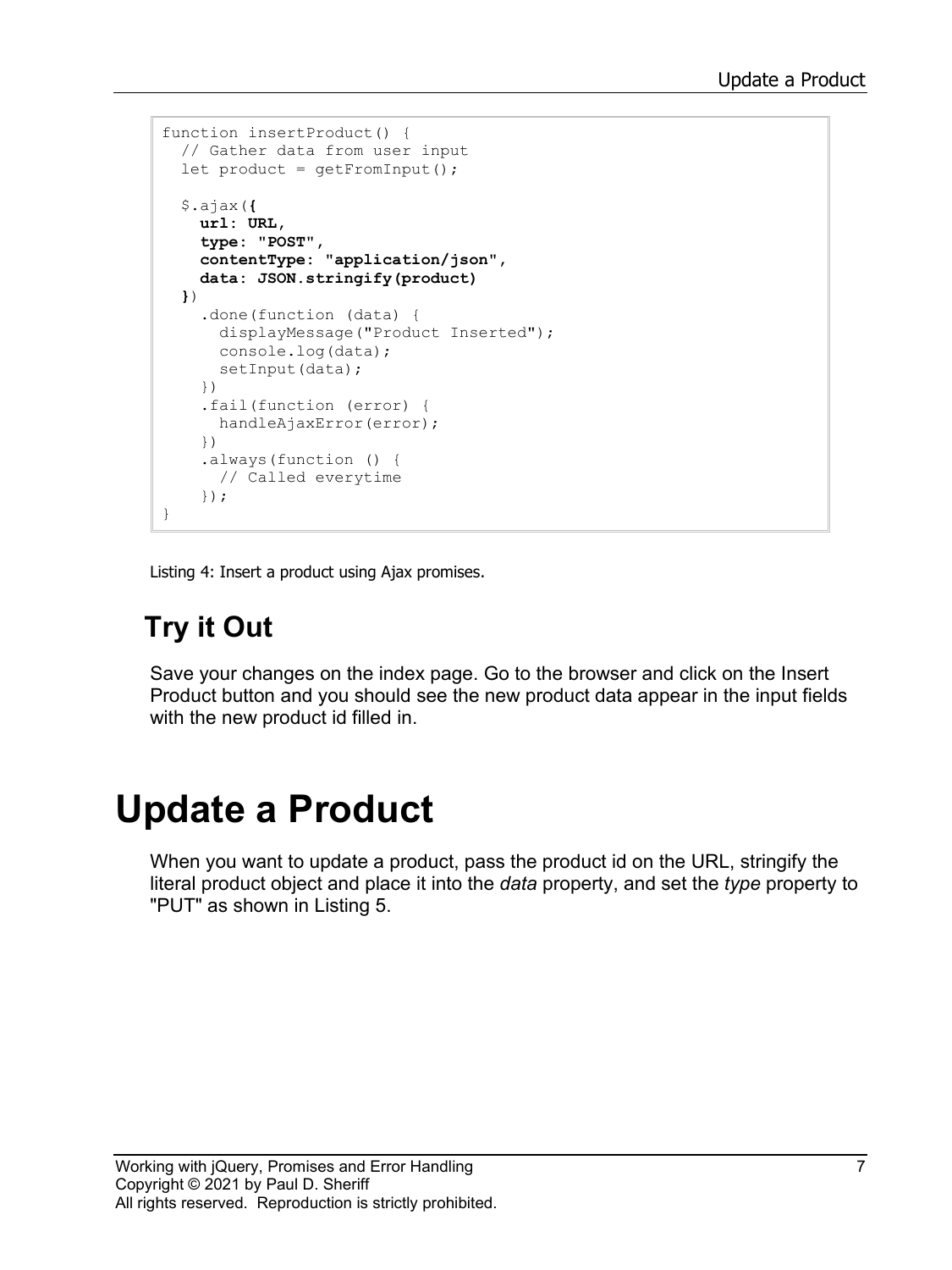```
function insertProduct() {
  // Gather data from user input
  let product = getFromInput();

  $.ajax({
    url: URL,
    type: "POST",
    contentType: "application/json",
    data: JSON.stringify(product)
  })
    .done(function (data) {
      displayMessage("Product Inserted");
      console.log(data);
      setInput(data);
    })
    .fail(function (error) {
      handleAjaxError(error);
    })
    .always(function () {
      // Called everytime
    });
}
```

Listing 4: Insert a product using Ajax promises.

## Try it Out

Save your changes on the index page. Go to the browser and click on the Insert Product button and you should see the new product data appear in the input fields with the new product id filled in.

# Update a Product

When you want to update a product, pass the product id on the URL, stringify the literal product object and place it into the *data* property, and set the *type* property to "PUT" as shown in Listing 5.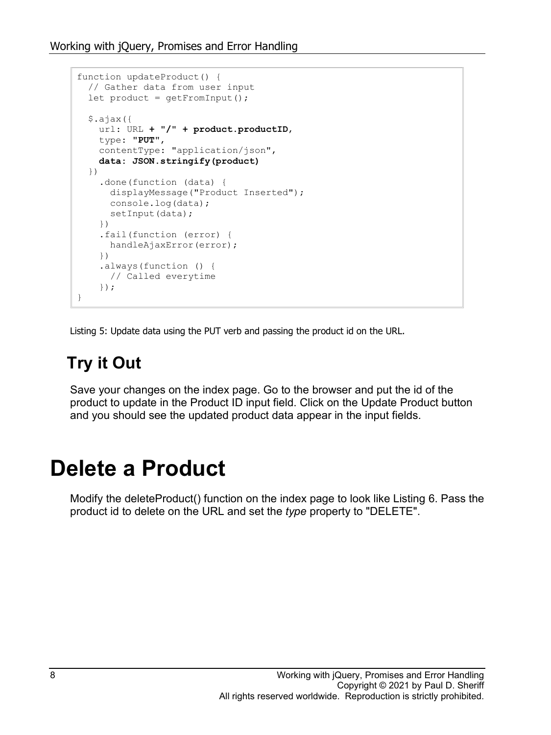```
function updateProduct() {
  // Gather data from user input
  let product = getFromInput();

  $.ajax({
    url: URL + "/" + product.productID,
    type: "PUT",
    contentType: "application/json",
    data: JSON.stringify(product)
  })
    .done(function (data) {
      displayMessage("Product Inserted");
      console.log(data);
      setInput(data);
    })
    .fail(function (error) {
      handleAjaxError(error);
    })
    .always(function () {
      // Called everytime
    });
}
```

Listing 5: Update data using the PUT verb and passing the product id on the URL.

## Try it Out

Save your changes on the index page. Go to the browser and put the id of the product to update in the Product ID input field. Click on the Update Product button and you should see the updated product data appear in the input fields.

# Delete a Product

Modify the deleteProduct() function on the index page to look like Listing 6. Pass the product id to delete on the URL and set the *type* property to "DELETE".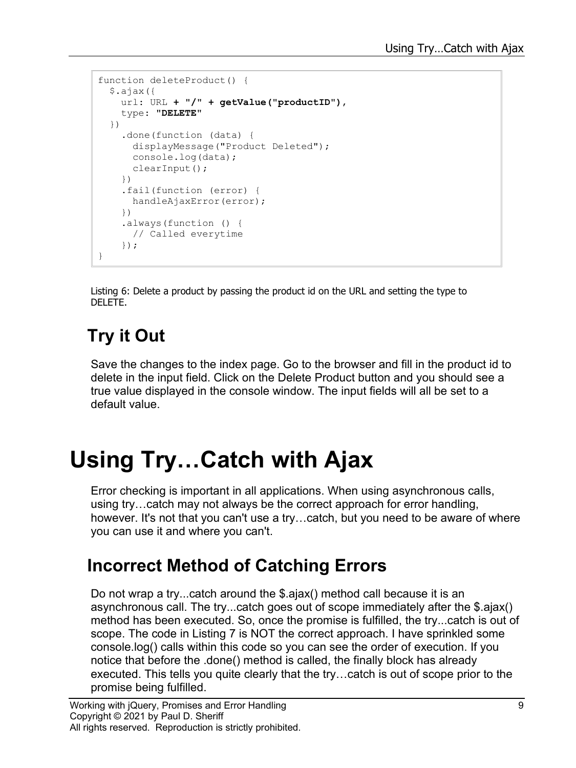```
function deleteProduct() {
  $.ajax({
    url: URL + "/" + getValue("productID"),
    type: "DELETE"
  })
    .done(function (data) {
      displayMessage("Product Deleted");
      console.log(data);
      clearInput();
    })
    .fail(function (error) {
      handleAjaxError(error);
    })
    .always(function () {
      // Called everytime
    });
}
```

Listing 6: Delete a product by passing the product id on the URL and setting the type to DELETE.

## Try it Out

Save the changes to the index page. Go to the browser and fill in the product id to delete in the input field. Click on the Delete Product button and you should see a true value displayed in the console window. The input fields will all be set to a default value.

# Using Try…Catch with Ajax

Error checking is important in all applications. When using asynchronous calls, using try…catch may not always be the correct approach for error handling, however. It's not that you can't use a try…catch, but you need to be aware of where you can use it and where you can't.

## Incorrect Method of Catching Errors

Do not wrap a try...catch around the $.ajax() method call because it is an asynchronous call. The try...catch goes out of scope immediately after the $.ajax() method has been executed. So, once the promise is fulfilled, the try...catch is out of scope. The code in Listing 7 is NOT the correct approach. I have sprinkled some console.log() calls within this code so you can see the order of execution. If you notice that before the .done() method is called, the finally block has already executed. This tells you quite clearly that the try…catch is out of scope prior to the promise being fulfilled.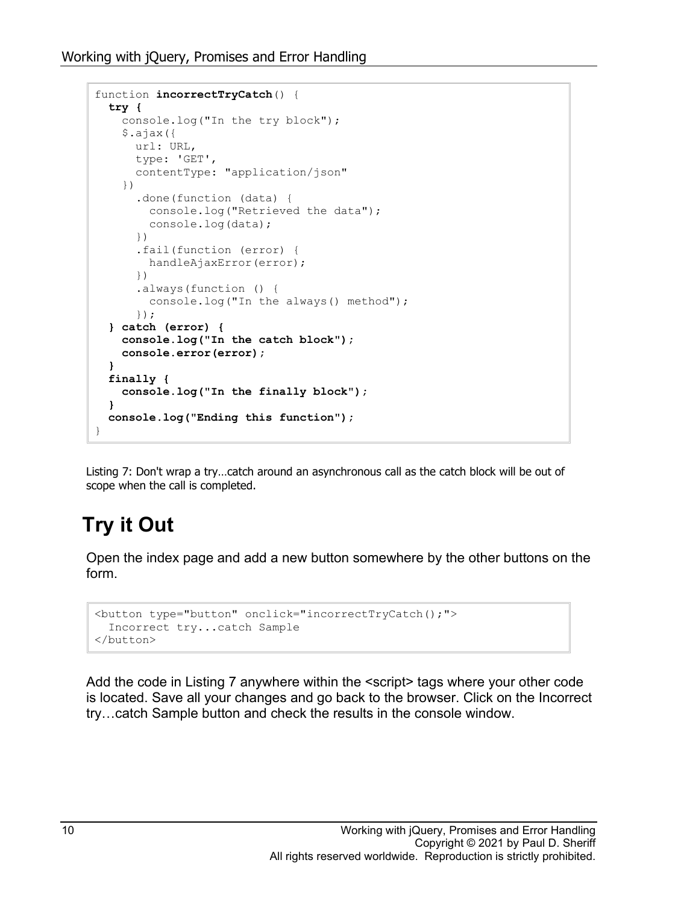```
function incorrectTryCatch() {
  try {
    console.log("In the try block");
    $.ajax({
      url: URL,
      type: 'GET',
      contentType: "application/json"
    })
      .done(function (data) {
        console.log("Retrieved the data");
        console.log(data);
      })
      .fail(function (error) {
        handleAjaxError(error);
      })
      .always(function () {
        console.log("In the always() method");
      });
  } catch (error) {
    console.log("In the catch block");
    console.error(error);
  }
  finally {
    console.log("In the finally block");
  }
  console.log("Ending this function");
}
```

Listing 7: Don't wrap a try…catch around an asynchronous call as the catch block will be out of scope when the call is completed.

## Try it Out

Open the index page and add a new button somewhere by the other buttons on the form.

```
<button type="button" onclick="incorrectTryCatch();">
  Incorrect try...catch Sample
</button>
```

Add the code in Listing 7 anywhere within the <script> tags where your other code is located. Save all your changes and go back to the browser. Click on the Incorrect try…catch Sample button and check the results in the console window.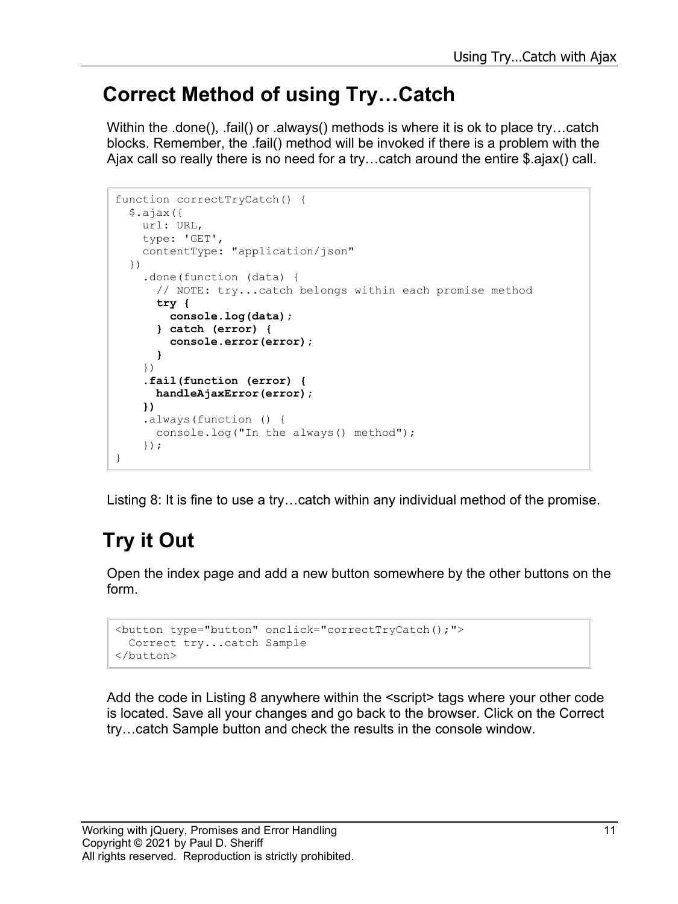## Correct Method of using Try…Catch

Within the .done(), .fail() or .always() methods is where it is ok to place try…catch blocks. Remember, the .fail() method will be invoked if there is a problem with the Ajax call so really there is no need for a try…catch around the entire $.ajax() call.

```
function correctTryCatch() {
  $.ajax({
    url: URL,
    type: 'GET',
    contentType: "application/json"
  })
    .done(function (data) {
      // NOTE: try...catch belongs within each promise method
      try {
        console.log(data);
      } catch (error) {
        console.error(error);
      }
    })
    .fail(function (error) {
      handleAjaxError(error);
    })
    .always(function () {
      console.log("In the always() method");
    });
}
```

Listing 8: It is fine to use a try…catch within any individual method of the promise.

## Try it Out

Open the index page and add a new button somewhere by the other buttons on the form.

```
<button type="button" onclick="correctTryCatch();">
  Correct try...catch Sample
</button>
```

Add the code in Listing 8 anywhere within the <script> tags where your other code is located. Save all your changes and go back to the browser. Click on the Correct try…catch Sample button and check the results in the console window.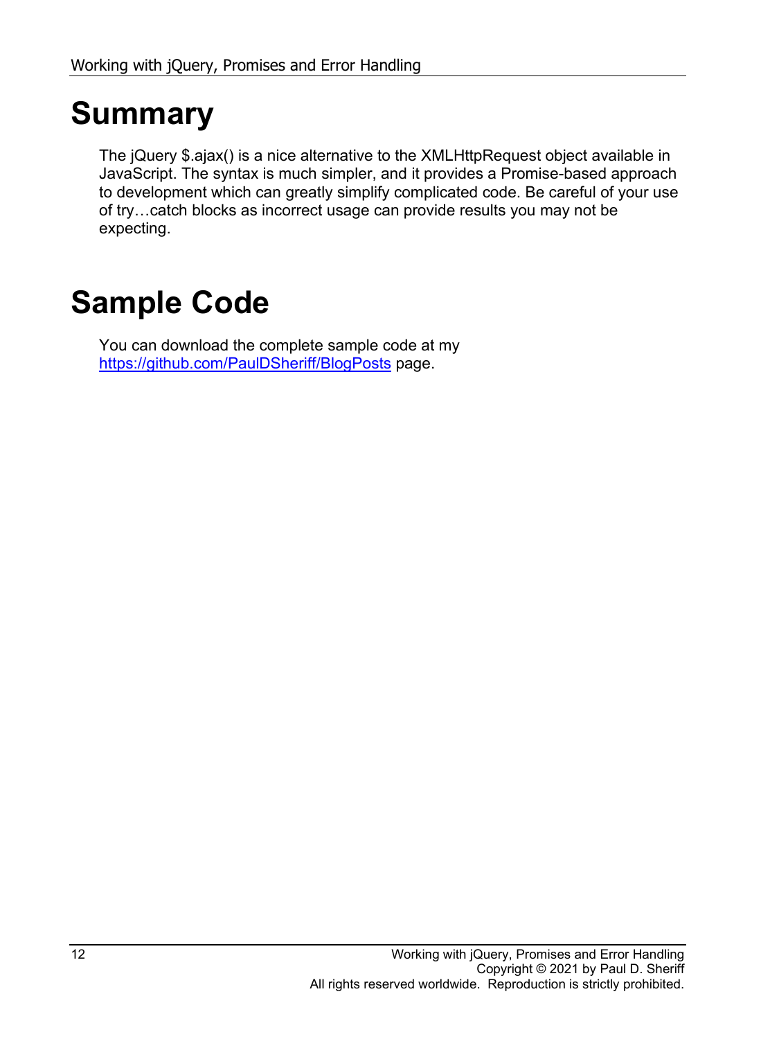# Summary

The jQuery $.ajax() is a nice alternative to the XMLHttpRequest object available in JavaScript. The syntax is much simpler, and it provides a Promise-based approach to development which can greatly simplify complicated code. Be careful of your use of try…catch blocks as incorrect usage can provide results you may not be expecting.

# Sample Code

You can download the complete sample code at my [https://github.com/PaulDSheriff/BlogPosts](https://github.com/PaulDSheriff/BlogPosts) page.